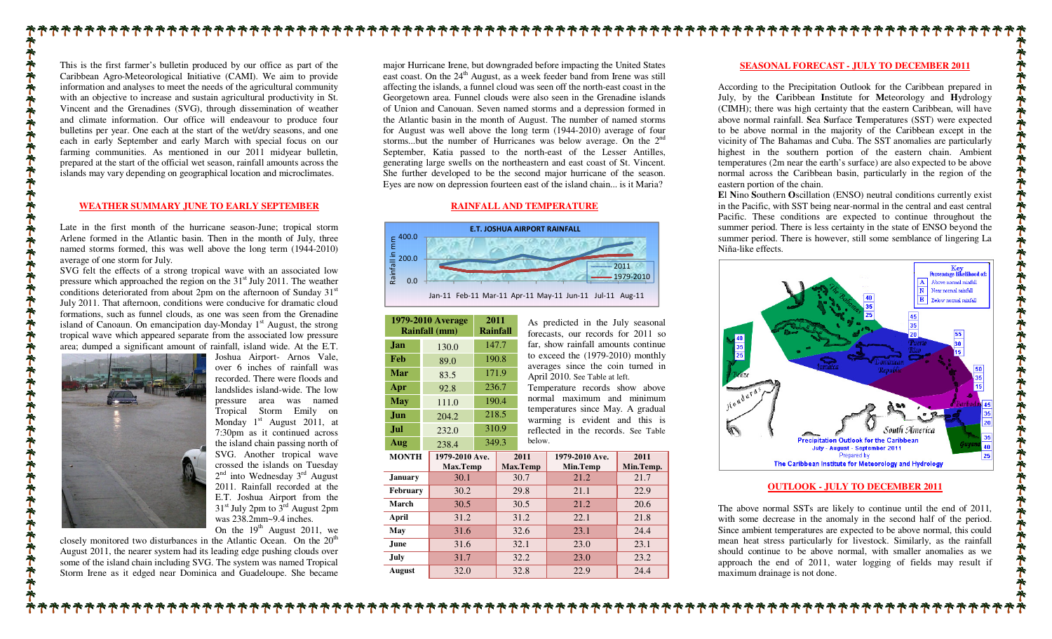This is the first farmer's bulletin produced by our office as part of the Caribbean Agro-Meteorological Initiative (CAMI). We aim to provide information and analyses to meet the needs of the agricultural community with an objective to increase and sustain agricultural productivity in St. Vincent and the Grenadines (SVG), through dissemination of weather and climate information. Our office will endeavour to produce four bulletins per year. One each at the start of the wet/dry seasons, and one each in early September and early March with special focus on our farming communities. As mentioned in our 2011 midyear bulletin, prepared at the start of the official wet season, rainfall amounts across the islands may vary depending on geographical location and microclimates.

## WEATHER SUMMARY JUNE TO EARLY SEPTEMBER

Late in the first month of the hurricane season-June; tropical storm Arlene formed in the Atlantic basin. Then in the month of July, three named storms formed, this was well above the long term (1944-2010) average of one storm for July.

SVG felt the effects of a strong tropical wave with an associated low pressure which approached the region on the 31st July 2011. The weather conditions deteriorated from about 2pm on the afternoon of Sunday 31st July 2011. That afternoon, conditions were conducive for dramatic cloud formations, such as funnel clouds, as one was seen from the Grenadine island of Canoaun. On emancipation day-Monday 1st August, the strong tropical wave which appeared separate from the associated low pressure area; dumped a significant amount of rainfall, island wide. At the E.T. Joshua Airport- Arnos Vale, over 6 inches of rainfall was recorded. There were floods and landslides island-wide. The low pressure area was named Tropical Storm Emily on Monday 1st August 2011, at 7:30pm as it continued across the island chain passing north of SVG. Another tropical wave crossed the islands on Tuesday 2nd into Wednesday 3rd August 2011. Rainfall recorded at the E.T. Joshua Airport from the 31st July 2pm to 3rd August 2pm was 238.2mm~9.4 inches.

On the 19th August 2011, we closely monitored two disturbances in the Atlantic Ocean. On the 20th August 2011, the nearer system had its leading edge pushing clouds over some of the island chain including SVG. The system was named Tropical Storm Irene as it edged near Dominica and Guadeloupe. She became major Hurricane Irene, but downgraded before impacting the United States east coast. On the 24th August, as a week feeder band from Irene was still affecting the islands, a funnel cloud was seen off the north-east coast in the Georgetown area. Funnel clouds were also seen in the Grenadine islands of Union and Canouan. Seven named storms and a depression formed in the Atlantic basin in the month of August. The number of named storms for August was well above the long term (1944-2010) average of four storms...but the number of Hurricanes was below average. On the 2nd September, Katia passed to the north-east of the Lesser Antilles, generating large swells on the northeastern and east coast of St. Vincent. She further developed to be the second major hurricane of the season. Eyes are now on depression fourteen east of the island chain... is it Maria?

## RAINFALL AND TEMPERATURE

E.T. JOSHUA AIRPORT RAINFALL

| | 1979-2010 Average Rainfall (mm) | 2011 Rainfall |
|---|---|---|
| Jan | 130.0 | 147.7 |
| Feb | 89.0 | 190.8 |
| Mar | 83.5 | 171.9 |
| Apr | 92.8 | 236.7 |
| May | 111.0 | 190.4 |
| Jun | 204.2 | 218.5 |
| Jul | 232.0 | 310.9 |
| Aug | 238.4 | 349.3 |

As predicted in the July seasonal forecasts, our records for 2011 so far, show rainfall amounts continue to exceed the (1979-2010) monthly averages since the coin turned in April 2010. See Table at left.

Temperature records show above normal maximum and minimum temperatures since May. A gradual warming is evident and this is reflected in the records. See Table below.

| MONTH | 1979-2010 Ave. Max.Temp | 2011 Max.Temp | 1979-2010 Ave. Min.Temp | 2011 Min.Temp. |
|---|---|---|---|---|
| January | 30.1 | 30.7 | 21.2 | 21.7 |
| February | 30.2 | 29.8 | 21.1 | 22.9 |
| March | 30.5 | 30.5 | 21.2 | 20.6 |
| April | 31.2 | 31.2 | 22.1 | 21.8 |
| May | 31.6 | 32.6 | 23.1 | 24.4 |
| June | 31.6 | 32.1 | 23.0 | 23.1 |
| July | 31.7 | 32.2 | 23.0 | 23.2 |
| August | 32.0 | 32.8 | 22.9 | 24.4 |

## SEASONAL FORECAST - JULY TO DECEMBER 2011

According to the Precipitation Outlook for the Caribbean prepared in July, by the **C**aribbean **I**nstitute for **M**eteorology and **H**ydrology (CIMH); there was high certainty that the eastern Caribbean, will have above normal rainfall. **S**ea **S**urface **T**emperatures (SST) were expected to be above normal in the majority of the Caribbean except in the vicinity of The Bahamas and Cuba. The SST anomalies are particularly highest in the southern portion of the eastern chain. Ambient temperatures (2m near the earth's surface) are also expected to be above normal across the Caribbean basin, particularly in the region of the eastern portion of the chain.

**E**l **N**ino **S**outhern **O**scillation (ENSO) neutral conditions currently exist in the Pacific, with SST being near-normal in the central and east central Pacific. These conditions are expected to continue throughout the summer period. There is less certainty in the state of ENSO beyond the summer period. There is however, still some semblance of lingering La Niña-like effects.

Precipitation Outlook for the Caribbean
July - August - September 2011
Prepared by
The Caribbean Institute for Meteorology and Hydrology

## OUTLOOK - JULY TO DECEMBER 2011

The above normal SSTs are likely to continue until the end of 2011, with some decrease in the anomaly in the second half of the period. Since ambient temperatures are expected to be above normal, this could mean heat stress particularly for livestock. Similarly, as the rainfall should continue to be above normal, with smaller anomalies as we approach the end of 2011, water logging of fields may result if maximum drainage is not done.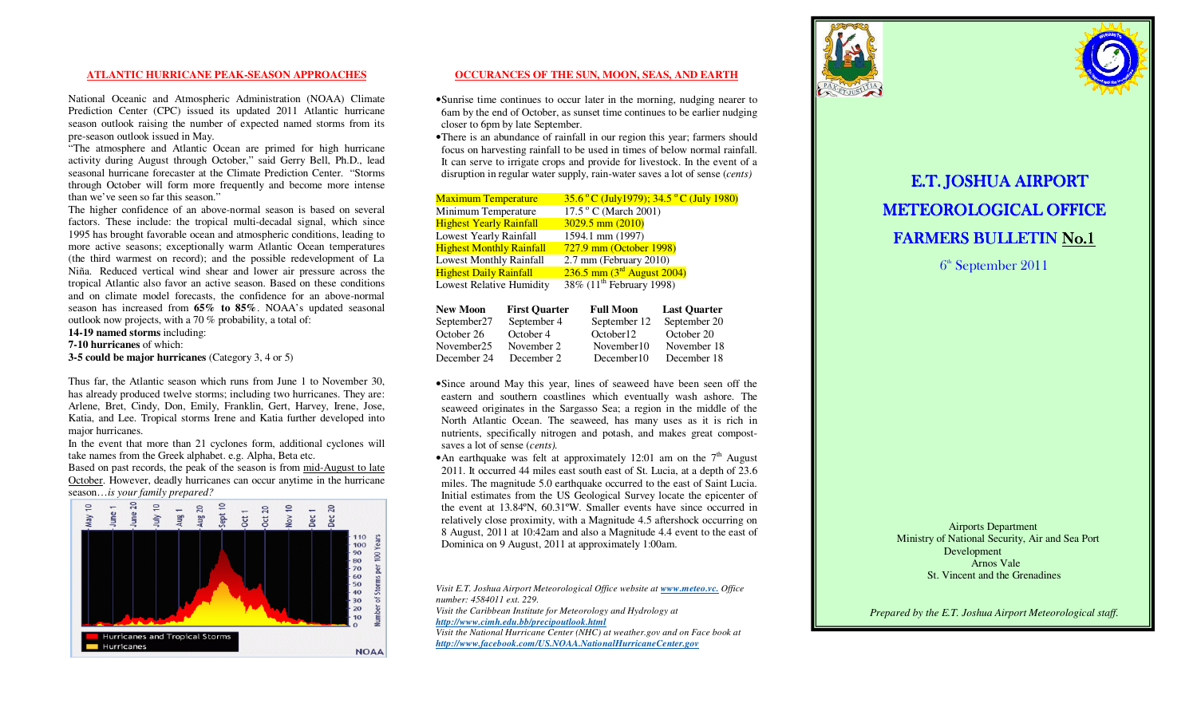## ATLANTIC HURRICANE PEAK-SEASON APPROACHES

National Oceanic and Atmospheric Administration (NOAA) Climate Prediction Center (CPC) issued its updated 2011 Atlantic hurricane season outlook raising the number of expected named storms from its pre-season outlook issued in May.

"The atmosphere and Atlantic Ocean are primed for high hurricane activity during August through October," said Gerry Bell, Ph.D., lead seasonal hurricane forecaster at the Climate Prediction Center. "Storms through October will form more frequently and become more intense than we've seen so far this season."

The higher confidence of an above-normal season is based on several factors. These include: the tropical multi-decadal signal, which since 1995 has brought favorable ocean and atmospheric conditions, leading to more active seasons; exceptionally warm Atlantic Ocean temperatures (the third warmest on record); and the possible redevelopment of La Niña. Reduced vertical wind shear and lower air pressure across the tropical Atlantic also favor an active season. Based on these conditions and on climate model forecasts, the confidence for an above-normal season has increased from **65% to 85%**. NOAA's updated seasonal outlook now projects, with a 70 % probability, a total of:

**14-19 named storms** including:
**7-10 hurricanes** of which:
**3-5 could be major hurricanes** (Category 3, 4 or 5)

Thus far, the Atlantic season which runs from June 1 to November 30, has already produced twelve storms; including two hurricanes. They are: Arlene, Bret, Cindy, Don, Emily, Franklin, Gert, Harvey, Irene, Jose, Katia, and Lee. Tropical storms Irene and Katia further developed into major hurricanes.

In the event that more than 21 cyclones form, additional cyclones will take names from the Greek alphabet. e.g. Alpha, Beta etc.

Based on past records, the peak of the season is from mid-August to late October. However, deadly hurricanes can occur anytime in the hurricane season…*is your family prepared?*

May 10 June 1 June 20 July 10 Aug 1 Aug 20 Sept 10 Oct 1 Oct 20 Nov 10 Dec 1 Dec 20

110 100 90 80 70 60 50 40 30 20 10 0

Number of Storms per 100 Years

Hurricanes and Tropical Storms
Hurricanes

NOAA

## OCCURANCES OF THE SUN, MOON, SEAS, AND EARTH

- Sunrise time continues to occur later in the morning, nudging nearer to 6am by the end of October, as sunset time continues to be earlier nudging closer to 6pm by late September.
- There is an abundance of rainfall in our region this year; farmers should focus on harvesting rainfall to be used in times of below normal rainfall. It can serve to irrigate crops and provide for livestock. In the event of a disruption in regular water supply, rain-water saves a lot of sense (*cents)*

| | |
|---|---|
| Maximum Temperature | 35.6 °C (July1979); 34.5 °C (July 1980) |
| Minimum Temperature | 17.5 °C (March 2001) |
| Highest Yearly Rainfall | 3029.5 mm (2010) |
| Lowest Yearly Rainfall | 1594.1 mm (1997) |
| Highest Monthly Rainfall | 727.9 mm (October 1998) |
| Lowest Monthly Rainfall | 2.7 mm (February 2010) |
| Highest Daily Rainfall | 236.5 mm (3rd August 2004) |
| Lowest Relative Humidity | 38% (11th February 1998) |

| New Moon | First Quarter | Full Moon | Last Quarter |
|---|---|---|---|
| September27 | September 4 | September 12 | September 20 |
| October 26 | October 4 | October12 | October 20 |
| November25 | November 2 | November10 | November 18 |
| December 24 | December 2 | December10 | December 18 |

- Since around May this year, lines of seaweed have been seen off the eastern and southern coastlines which eventually wash ashore. The seaweed originates in the Sargasso Sea; a region in the middle of the North Atlantic Ocean. The seaweed, has many uses as it is rich in nutrients, specifically nitrogen and potash, and makes great compost- saves a lot of sense (*cents).*
- An earthquake was felt at approximately 12:01 am on the 7th August 2011. It occurred 44 miles east south east of St. Lucia, at a depth of 23.6 miles. The magnitude 5.0 earthquake occurred to the east of Saint Lucia. Initial estimates from the US Geological Survey locate the epicenter of the event at 13.84ºN, 60.31ºW. Smaller events have since occurred in relatively close proximity, with a Magnitude 4.5 aftershock occurring on 8 August, 2011 at 10:42am and also a Magnitude 4.4 event to the east of Dominica on 9 August, 2011 at approximately 1:00am.

*Visit E.T. Joshua Airport Meteorological Office website at* ***www.meteo.vc.*** *Office number: 4584011 ext. 229.*
*Visit the Caribbean Institute for Meteorology and Hydrology at* ***http://www.cimh.edu.bb/precipoutlook.html***
*Visit the National Hurricane Center (NHC) at weather.gov and on Face book at* ***http://www.facebook.com/US.NOAA.NationalHurricaneCenter.gov***

PAX ET JUSTITIA

# E.T. JOSHUA AIRPORT METEOROLOGICAL OFFICE FARMERS BULLETIN No.1

6th September 2011

Airports Department
Ministry of National Security, Air and Sea Port Development
Arnos Vale
St. Vincent and the Grenadines

*Prepared by the E.T. Joshua Airport Meteorological staff.*